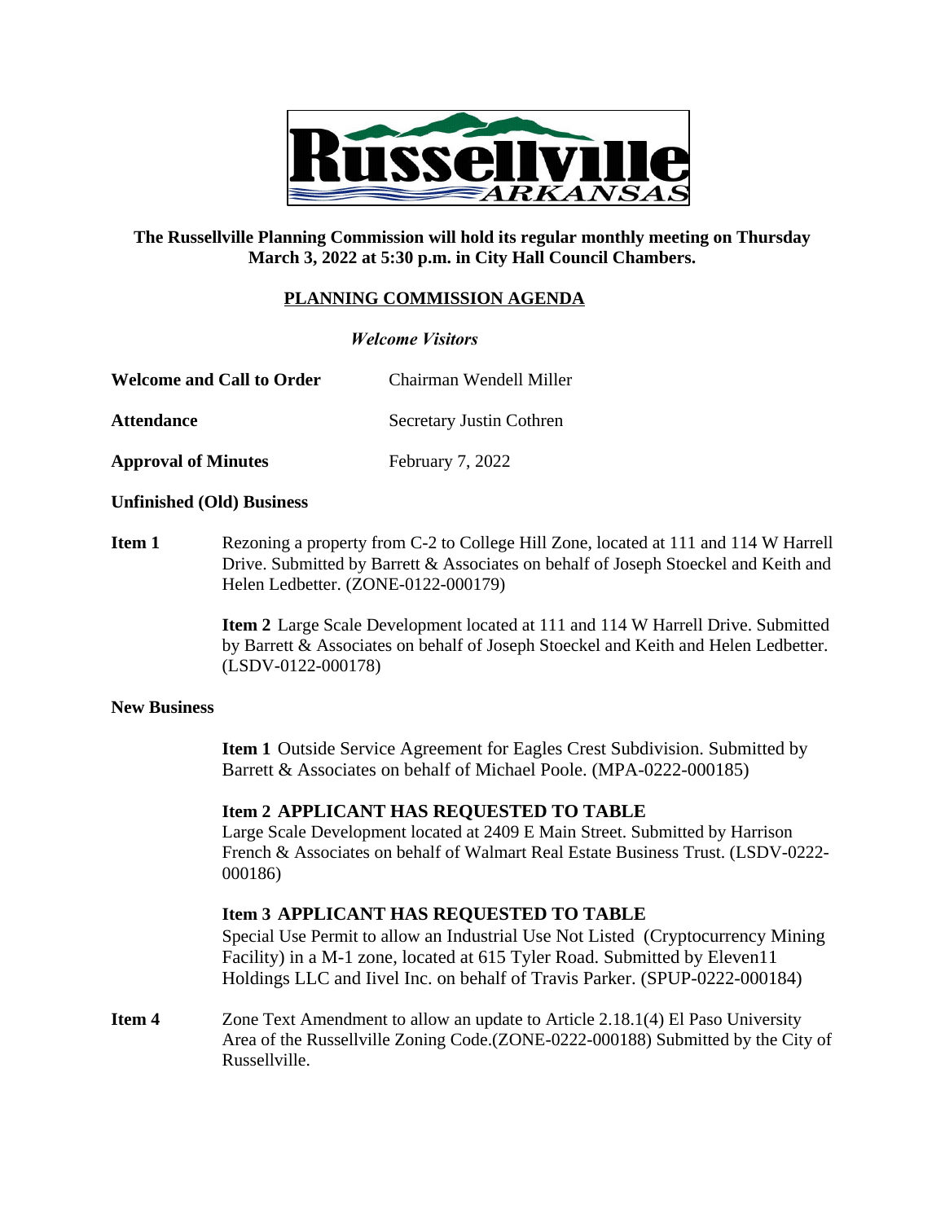**The Russellville Planning Commission will hold its regular monthly meeting on Thursday March 3, 2022 at 5:30 p.m. in City Hall Council Chambers.**

## PLANNING COMMISSION AGENDA

*Welcome Visitors*

**Welcome and Call to Order** Chairman Wendell Miller

**Attendance** Secretary Justin Cothren

**Approval of Minutes** February 7, 2022

**Unfinished (Old) Business**

**Item 1** Rezoning a property from C-2 to College Hill Zone, located at 111 and 114 W Harrell Drive. Submitted by Barrett & Associates on behalf of Joseph Stoeckel and Keith and Helen Ledbetter. (ZONE-0122-000179)

**Item 2** Large Scale Development located at 111 and 114 W Harrell Drive. Submitted by Barrett & Associates on behalf of Joseph Stoeckel and Keith and Helen Ledbetter. (LSDV-0122-000178)

**New Business**

**Item 1** Outside Service Agreement for Eagles Crest Subdivision. Submitted by Barrett & Associates on behalf of Michael Poole. (MPA-0222-000185)

**Item 2 APPLICANT HAS REQUESTED TO TABLE**
Large Scale Development located at 2409 E Main Street. Submitted by Harrison French & Associates on behalf of Walmart Real Estate Business Trust. (LSDV-0222-000186)

**Item 3 APPLICANT HAS REQUESTED TO TABLE**
Special Use Permit to allow an Industrial Use Not Listed (Cryptocurrency Mining Facility) in a M-1 zone, located at 615 Tyler Road. Submitted by Eleven11 Holdings LLC and Iivel Inc. on behalf of Travis Parker. (SPUP-0222-000184)

**Item 4** Zone Text Amendment to allow an update to Article 2.18.1(4) El Paso University Area of the Russellville Zoning Code.(ZONE-0222-000188) Submitted by the City of Russellville.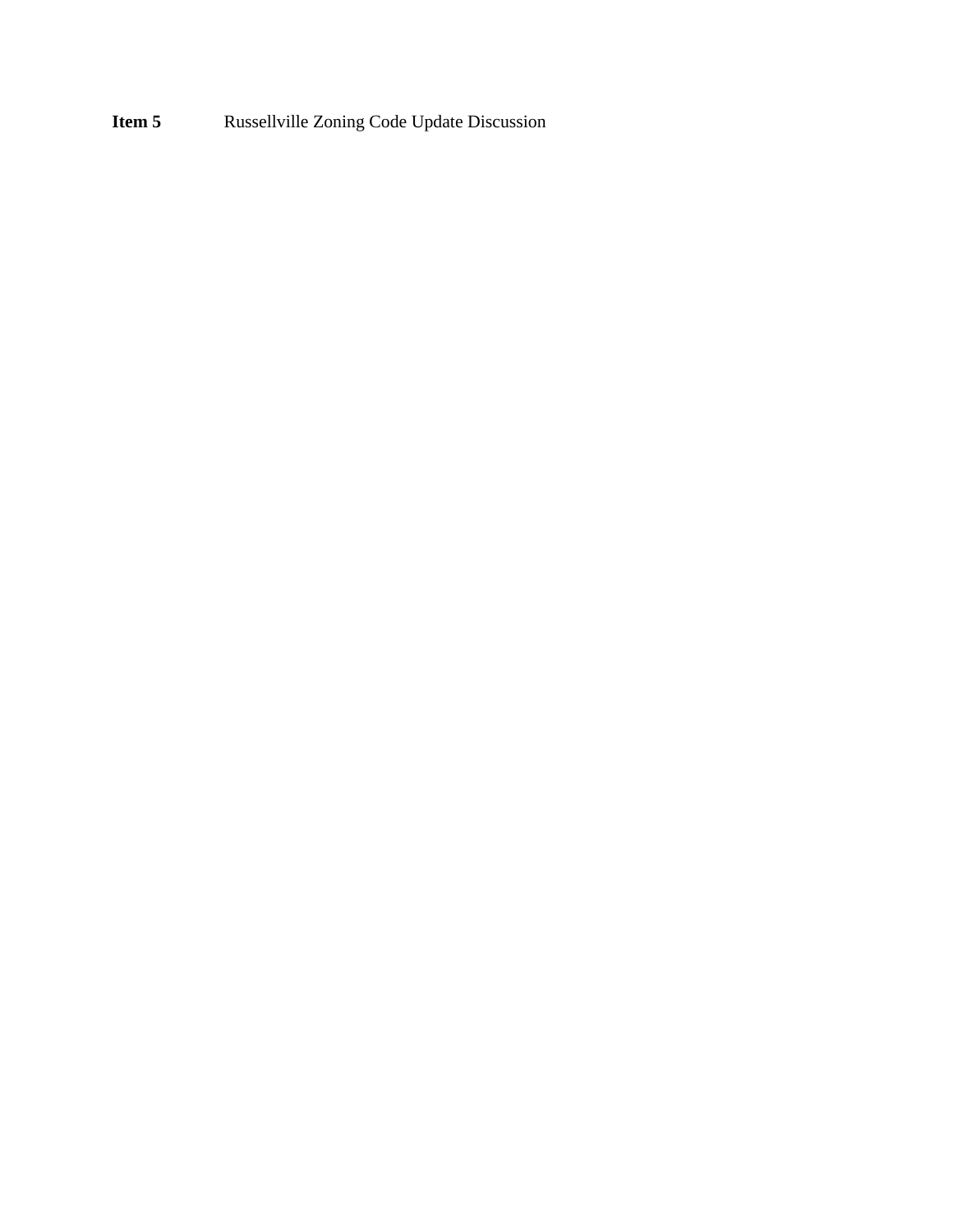**Item 5** Russellville Zoning Code Update Discussion